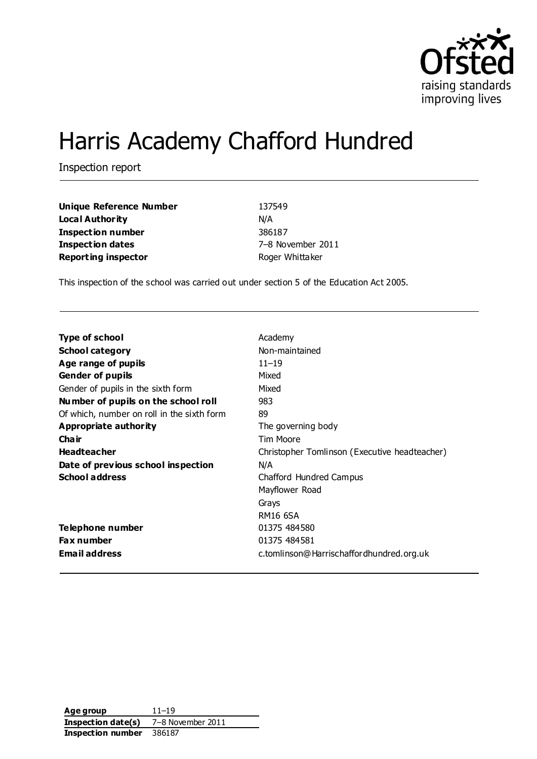# Harris Academy Chafford Hundred

Inspection report

| | |
|---|---|
| **Unique Reference Number** | 137549 |
| **Local Authority** | N/A |
| **Inspection number** | 386187 |
| **Inspection dates** | 7–8 November 2011 |
| **Reporting inspector** | Roger Whittaker |

This inspection of the school was carried out under section 5 of the Education Act 2005.

| | |
|---|---|
| **Type of school** | Academy |
| **School category** | Non-maintained |
| **Age range of pupils** | 11–19 |
| **Gender of pupils** | Mixed |
| Gender of pupils in the sixth form | Mixed |
| **Number of pupils on the school roll** | 983 |
| Of which, number on roll in the sixth form | 89 |
| **Appropriate authority** | The governing body |
| **Chair** | Tim Moore |
| **Headteacher** | Christopher Tomlinson (Executive headteacher) |
| **Date of previous school inspection** | N/A |
| **School address** | Chafford Hundred Campus<br>Mayflower Road<br>Grays<br>RM16 6SA |
| **Telephone number** | 01375 484580 |
| **Fax number** | 01375 484581 |
| **Email address** | c.tomlinson@Harrischaffordhundred.org.uk |

| | |
|---|---|
| **Age group** | 11–19 |
| **Inspection date(s)** | 7–8 November 2011 |
| **Inspection number** | 386187 |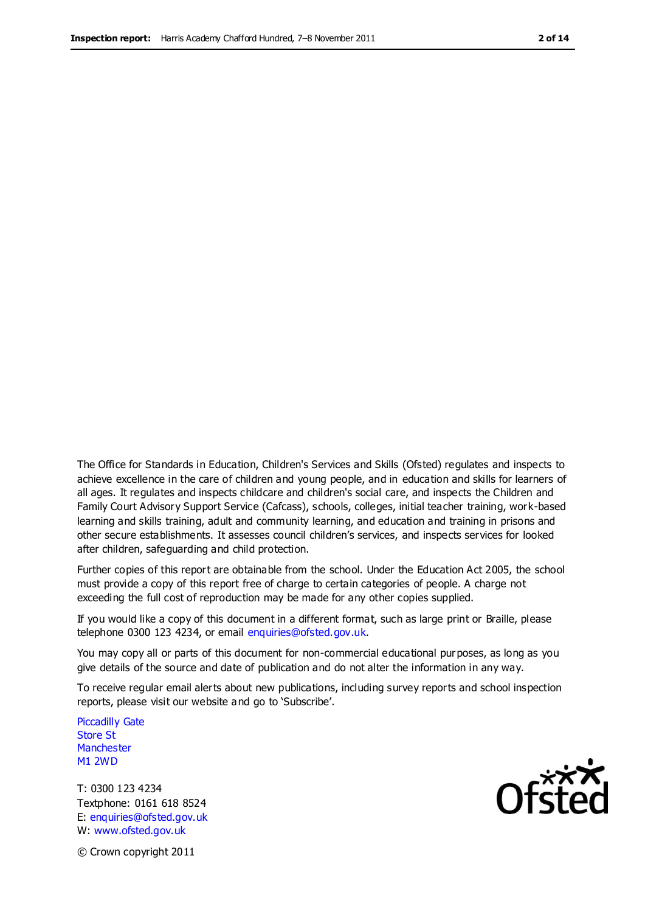The Office for Standards in Education, Children's Services and Skills (Ofsted) regulates and inspects to achieve excellence in the care of children and young people, and in education and skills for learners of all ages. It regulates and inspects childcare and children's social care, and inspects the Children and Family Court Advisory Support Service (Cafcass), schools, colleges, initial teacher training, work-based learning and skills training, adult and community learning, and education and training in prisons and other secure establishments. It assesses council children's services, and inspects services for looked after children, safeguarding and child protection.

Further copies of this report are obtainable from the school. Under the Education Act 2005, the school must provide a copy of this report free of charge to certain categories of people. A charge not exceeding the full cost of reproduction may be made for any other copies supplied.

If you would like a copy of this document in a different format, such as large print or Braille, please telephone 0300 123 4234, or email enquiries@ofsted.gov.uk.

You may copy all or parts of this document for non-commercial educational purposes, as long as you give details of the source and date of publication and do not alter the information in any way.

To receive regular email alerts about new publications, including survey reports and school inspection reports, please visit our website and go to 'Subscribe'.

Piccadilly Gate
Store St
Manchester
M1 2WD

T: 0300 123 4234
Textphone: 0161 618 8524
E: enquiries@ofsted.gov.uk
W: www.ofsted.gov.uk

© Crown copyright 2011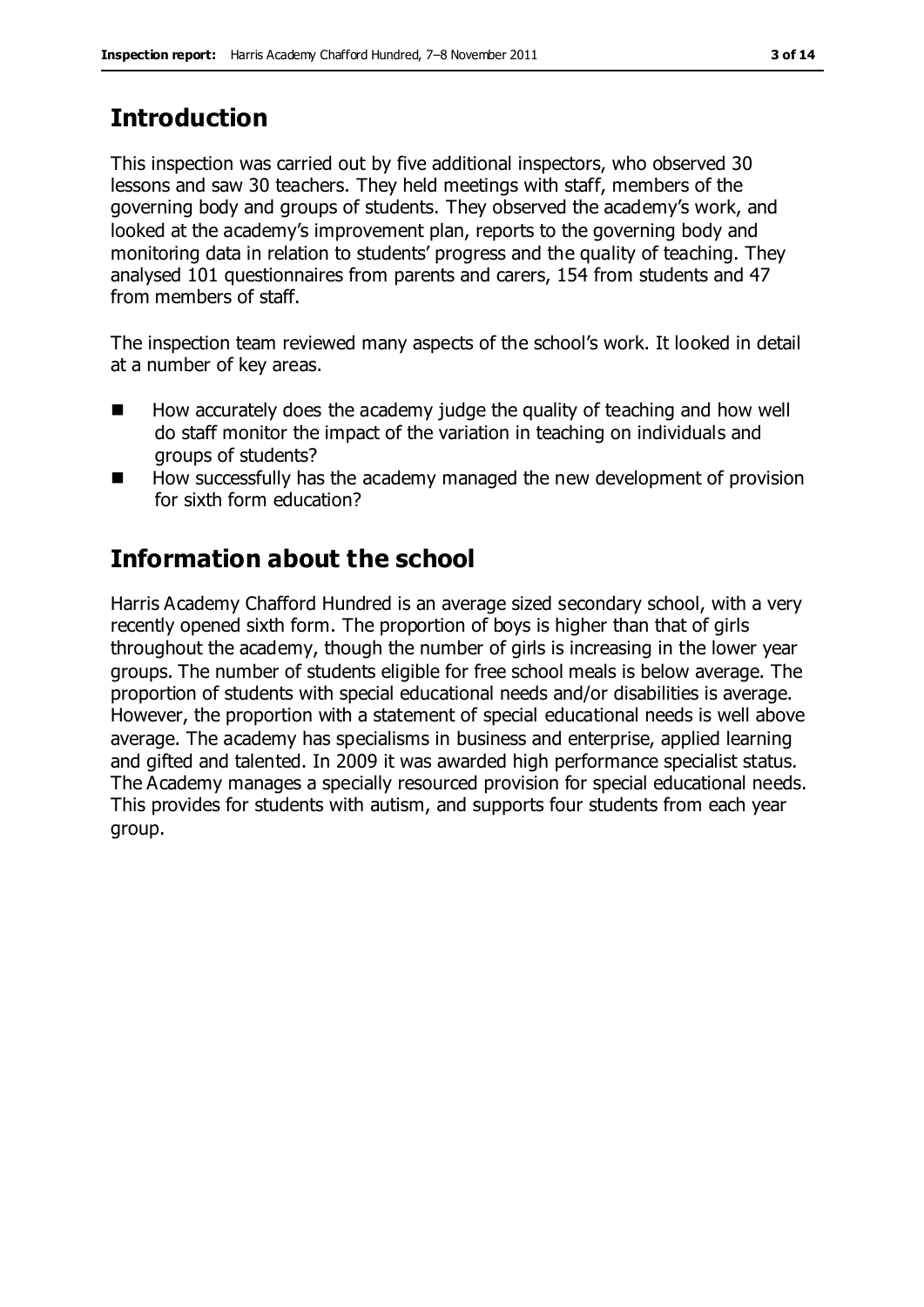## Introduction

This inspection was carried out by five additional inspectors, who observed 30 lessons and saw 30 teachers. They held meetings with staff, members of the governing body and groups of students. They observed the academy's work, and looked at the academy's improvement plan, reports to the governing body and monitoring data in relation to students' progress and the quality of teaching. They analysed 101 questionnaires from parents and carers, 154 from students and 47 from members of staff.

The inspection team reviewed many aspects of the school's work. It looked in detail at a number of key areas.

- How accurately does the academy judge the quality of teaching and how well do staff monitor the impact of the variation in teaching on individuals and groups of students?
- How successfully has the academy managed the new development of provision for sixth form education?

## Information about the school

Harris Academy Chafford Hundred is an average sized secondary school, with a very recently opened sixth form. The proportion of boys is higher than that of girls throughout the academy, though the number of girls is increasing in the lower year groups. The number of students eligible for free school meals is below average. The proportion of students with special educational needs and/or disabilities is average. However, the proportion with a statement of special educational needs is well above average. The academy has specialisms in business and enterprise, applied learning and gifted and talented. In 2009 it was awarded high performance specialist status. The Academy manages a specially resourced provision for special educational needs. This provides for students with autism, and supports four students from each year group.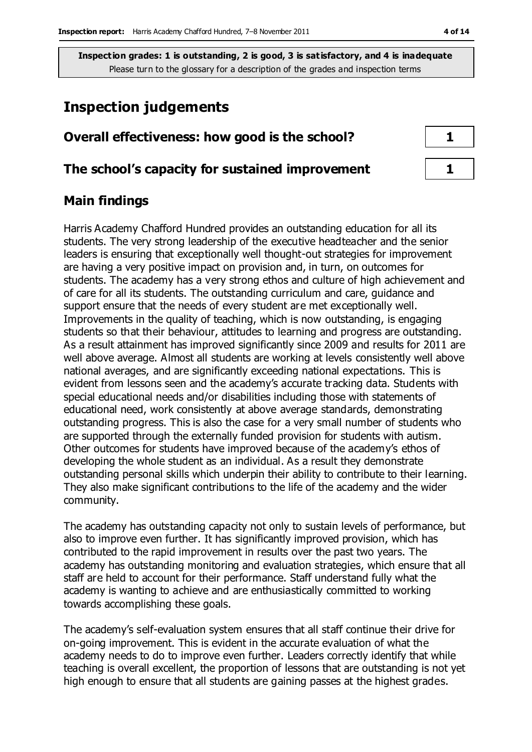**Inspection grades: 1 is outstanding, 2 is good, 3 is satisfactory, and 4 is inadequate**
Please turn to the glossary for a description of the grades and inspection terms

# Inspection judgements

| Overall effectiveness: how good is the school? | 1 |
| --- | --- |
| **The school's capacity for sustained improvement** | **1** |

## Main findings

Harris Academy Chafford Hundred provides an outstanding education for all its students. The very strong leadership of the executive headteacher and the senior leaders is ensuring that exceptionally well thought-out strategies for improvement are having a very positive impact on provision and, in turn, on outcomes for students. The academy has a very strong ethos and culture of high achievement and of care for all its students. The outstanding curriculum and care, guidance and support ensure that the needs of every student are met exceptionally well. Improvements in the quality of teaching, which is now outstanding, is engaging students so that their behaviour, attitudes to learning and progress are outstanding. As a result attainment has improved significantly since 2009 and results for 2011 are well above average. Almost all students are working at levels consistently well above national averages, and are significantly exceeding national expectations. This is evident from lessons seen and the academy's accurate tracking data. Students with special educational needs and/or disabilities including those with statements of educational need, work consistently at above average standards, demonstrating outstanding progress. This is also the case for a very small number of students who are supported through the externally funded provision for students with autism. Other outcomes for students have improved because of the academy's ethos of developing the whole student as an individual. As a result they demonstrate outstanding personal skills which underpin their ability to contribute to their learning. They also make significant contributions to the life of the academy and the wider community.

The academy has outstanding capacity not only to sustain levels of performance, but also to improve even further. It has significantly improved provision, which has contributed to the rapid improvement in results over the past two years. The academy has outstanding monitoring and evaluation strategies, which ensure that all staff are held to account for their performance. Staff understand fully what the academy is wanting to achieve and are enthusiastically committed to working towards accomplishing these goals.

The academy's self-evaluation system ensures that all staff continue their drive for on-going improvement. This is evident in the accurate evaluation of what the academy needs to do to improve even further. Leaders correctly identify that while teaching is overall excellent, the proportion of lessons that are outstanding is not yet high enough to ensure that all students are gaining passes at the highest grades.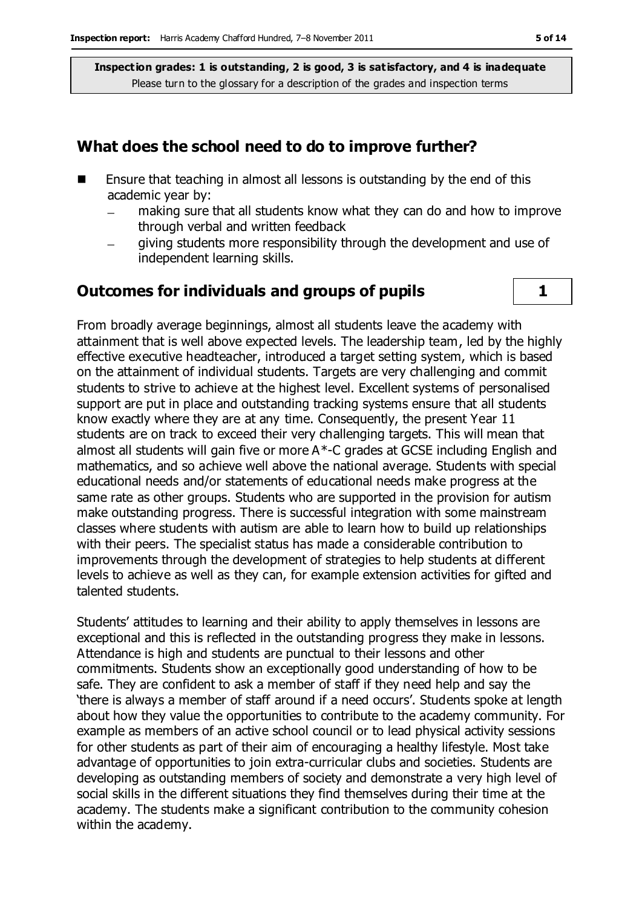**Inspection grades: 1 is outstanding, 2 is good, 3 is satisfactory, and 4 is inadequate**
Please turn to the glossary for a description of the grades and inspection terms

## What does the school need to do to improve further?

- Ensure that teaching in almost all lessons is outstanding by the end of this academic year by:
  - making sure that all students know what they can do and how to improve through verbal and written feedback
  - giving students more responsibility through the development and use of independent learning skills.

## Outcomes for individuals and groups of pupils — 1

From broadly average beginnings, almost all students leave the academy with attainment that is well above expected levels. The leadership team, led by the highly effective executive headteacher, introduced a target setting system, which is based on the attainment of individual students. Targets are very challenging and commit students to strive to achieve at the highest level. Excellent systems of personalised support are put in place and outstanding tracking systems ensure that all students know exactly where they are at any time. Consequently, the present Year 11 students are on track to exceed their very challenging targets. This will mean that almost all students will gain five or more A*-C grades at GCSE including English and mathematics, and so achieve well above the national average. Students with special educational needs and/or statements of educational needs make progress at the same rate as other groups. Students who are supported in the provision for autism make outstanding progress. There is successful integration with some mainstream classes where students with autism are able to learn how to build up relationships with their peers. The specialist status has made a considerable contribution to improvements through the development of strategies to help students at different levels to achieve as well as they can, for example extension activities for gifted and talented students.

Students' attitudes to learning and their ability to apply themselves in lessons are exceptional and this is reflected in the outstanding progress they make in lessons. Attendance is high and students are punctual to their lessons and other commitments. Students show an exceptionally good understanding of how to be safe. They are confident to ask a member of staff if they need help and say the 'there is always a member of staff around if a need occurs'. Students spoke at length about how they value the opportunities to contribute to the academy community. For example as members of an active school council or to lead physical activity sessions for other students as part of their aim of encouraging a healthy lifestyle. Most take advantage of opportunities to join extra-curricular clubs and societies. Students are developing as outstanding members of society and demonstrate a very high level of social skills in the different situations they find themselves during their time at the academy. The students make a significant contribution to the community cohesion within the academy.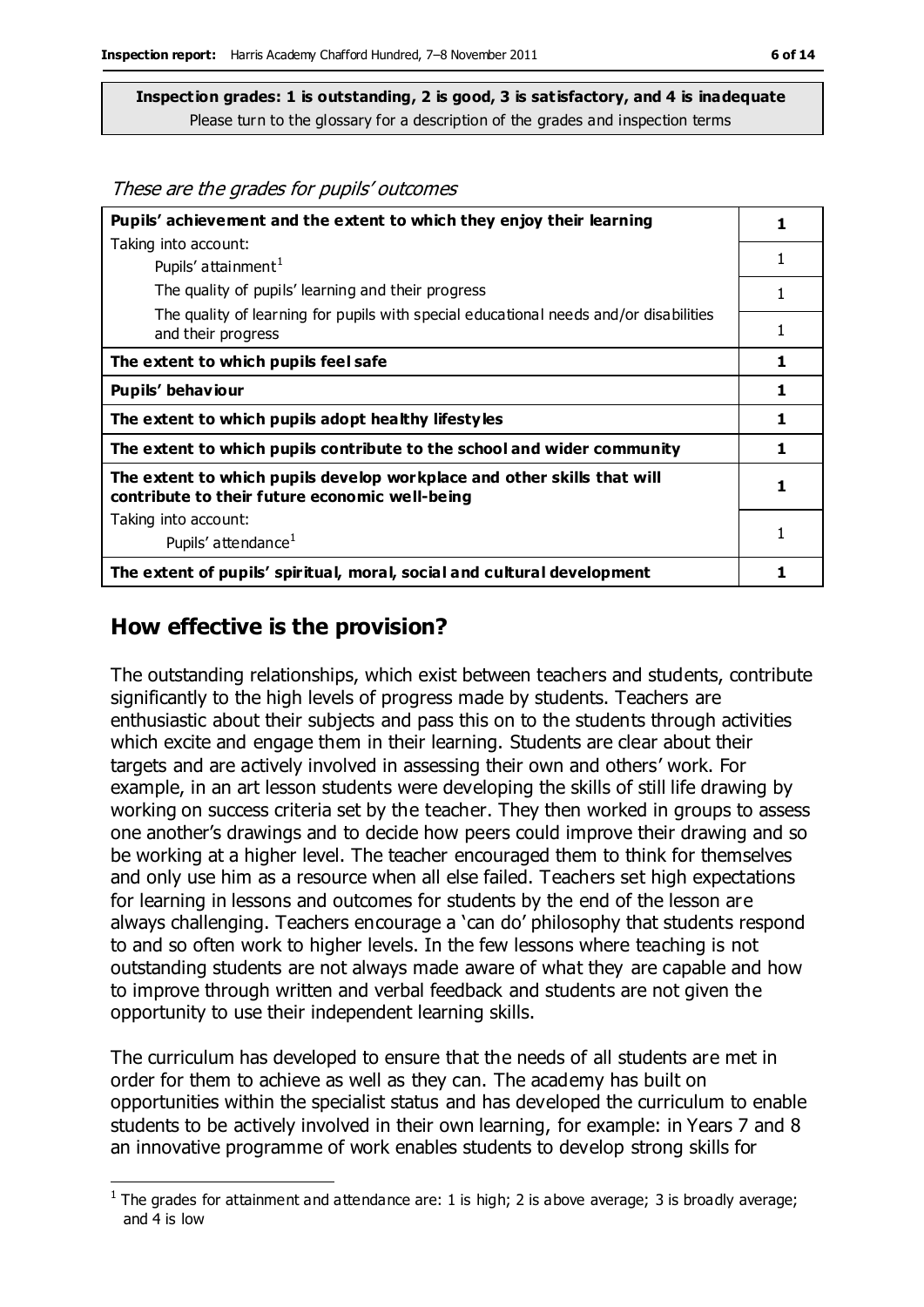**Inspection grades: 1 is outstanding, 2 is good, 3 is satisfactory, and 4 is inadequate**
Please turn to the glossary for a description of the grades and inspection terms

*These are the grades for pupils' outcomes*

| | |
|---|---|
| **Pupils' achievement and the extent to which they enjoy their learning** | **1** |
| Taking into account: Pupils' attainment[1] | 1 |
| The quality of pupils' learning and their progress | 1 |
| The quality of learning for pupils with special educational needs and/or disabilities and their progress | 1 |
| **The extent to which pupils feel safe** | **1** |
| **Pupils' behaviour** | **1** |
| **The extent to which pupils adopt healthy lifestyles** | **1** |
| **The extent to which pupils contribute to the school and wider community** | **1** |
| **The extent to which pupils develop workplace and other skills that will contribute to their future economic well-being** | **1** |
| Taking into account: Pupils' attendance[1] | 1 |
| **The extent of pupils' spiritual, moral, social and cultural development** | **1** |

## How effective is the provision?

The outstanding relationships, which exist between teachers and students, contribute significantly to the high levels of progress made by students. Teachers are enthusiastic about their subjects and pass this on to the students through activities which excite and engage them in their learning. Students are clear about their targets and are actively involved in assessing their own and others' work. For example, in an art lesson students were developing the skills of still life drawing by working on success criteria set by the teacher. They then worked in groups to assess one another's drawings and to decide how peers could improve their drawing and so be working at a higher level. The teacher encouraged them to think for themselves and only use him as a resource when all else failed. Teachers set high expectations for learning in lessons and outcomes for students by the end of the lesson are always challenging. Teachers encourage a 'can do' philosophy that students respond to and so often work to higher levels. In the few lessons where teaching is not outstanding students are not always made aware of what they are capable and how to improve through written and verbal feedback and students are not given the opportunity to use their independent learning skills.

The curriculum has developed to ensure that the needs of all students are met in order for them to achieve as well as they can. The academy has built on opportunities within the specialist status and has developed the curriculum to enable students to be actively involved in their own learning, for example: in Years 7 and 8 an innovative programme of work enables students to develop strong skills for

[1] The grades for attainment and attendance are: 1 is high; 2 is above average; 3 is broadly average; and 4 is low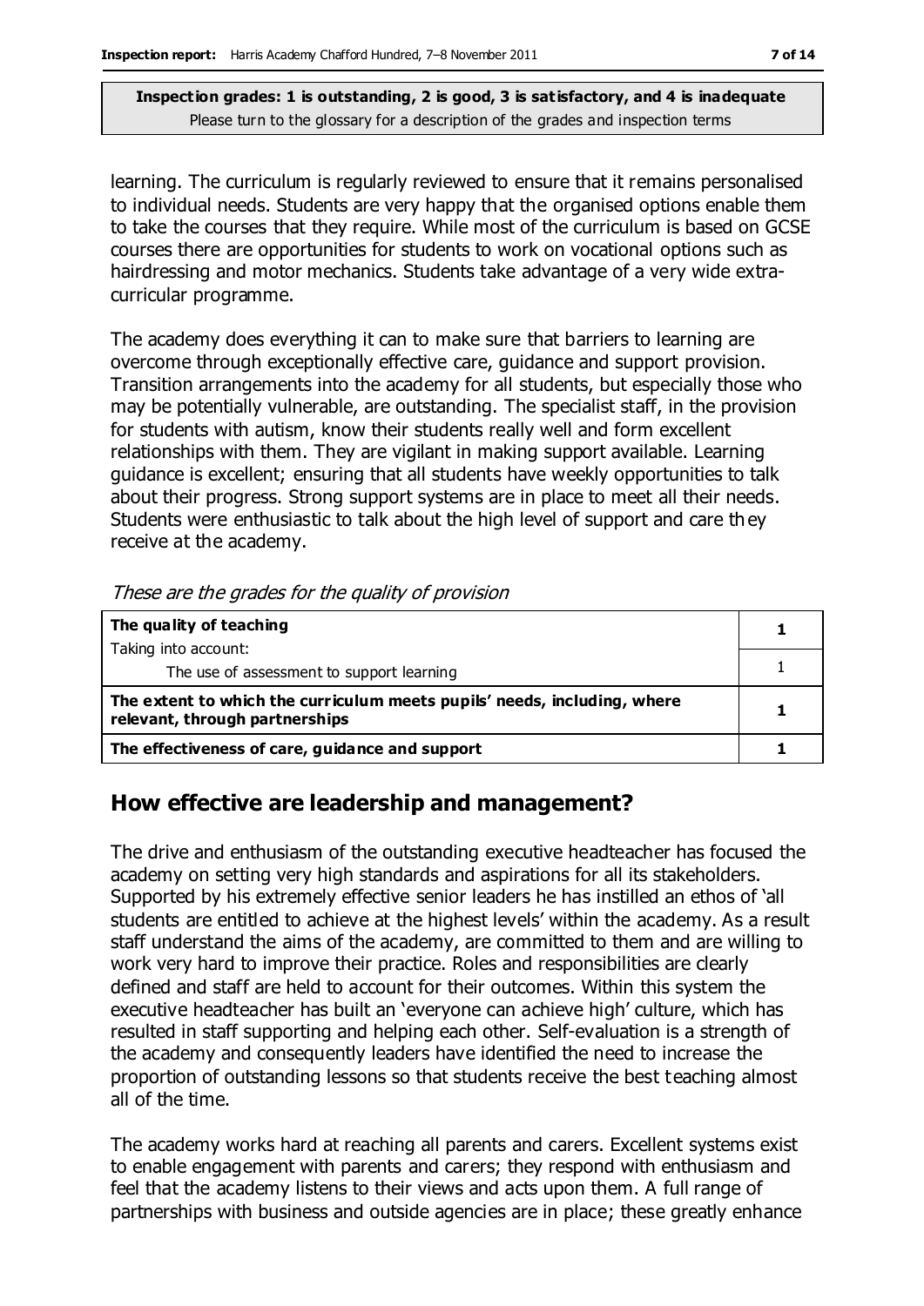learning. The curriculum is regularly reviewed to ensure that it remains personalised to individual needs. Students are very happy that the organised options enable them to take the courses that they require. While most of the curriculum is based on GCSE courses there are opportunities for students to work on vocational options such as hairdressing and motor mechanics. Students take advantage of a very wide extra-curricular programme.

The academy does everything it can to make sure that barriers to learning are overcome through exceptionally effective care, guidance and support provision. Transition arrangements into the academy for all students, but especially those who may be potentially vulnerable, are outstanding. The specialist staff, in the provision for students with autism, know their students really well and form excellent relationships with them. They are vigilant in making support available. Learning guidance is excellent; ensuring that all students have weekly opportunities to talk about their progress. Strong support systems are in place to meet all their needs. Students were enthusiastic to talk about the high level of support and care they receive at the academy.

*These are the grades for the quality of provision*

| | |
|---|---|
| **The quality of teaching** | **1** |
| Taking into account: The use of assessment to support learning | 1 |
| **The extent to which the curriculum meets pupils' needs, including, where relevant, through partnerships** | **1** |
| **The effectiveness of care, guidance and support** | **1** |

## How effective are leadership and management?

The drive and enthusiasm of the outstanding executive headteacher has focused the academy on setting very high standards and aspirations for all its stakeholders. Supported by his extremely effective senior leaders he has instilled an ethos of 'all students are entitled to achieve at the highest levels' within the academy. As a result staff understand the aims of the academy, are committed to them and are willing to work very hard to improve their practice. Roles and responsibilities are clearly defined and staff are held to account for their outcomes. Within this system the executive headteacher has built an 'everyone can achieve high' culture, which has resulted in staff supporting and helping each other. Self-evaluation is a strength of the academy and consequently leaders have identified the need to increase the proportion of outstanding lessons so that students receive the best teaching almost all of the time.

The academy works hard at reaching all parents and carers. Excellent systems exist to enable engagement with parents and carers; they respond with enthusiasm and feel that the academy listens to their views and acts upon them. A full range of partnerships with business and outside agencies are in place; these greatly enhance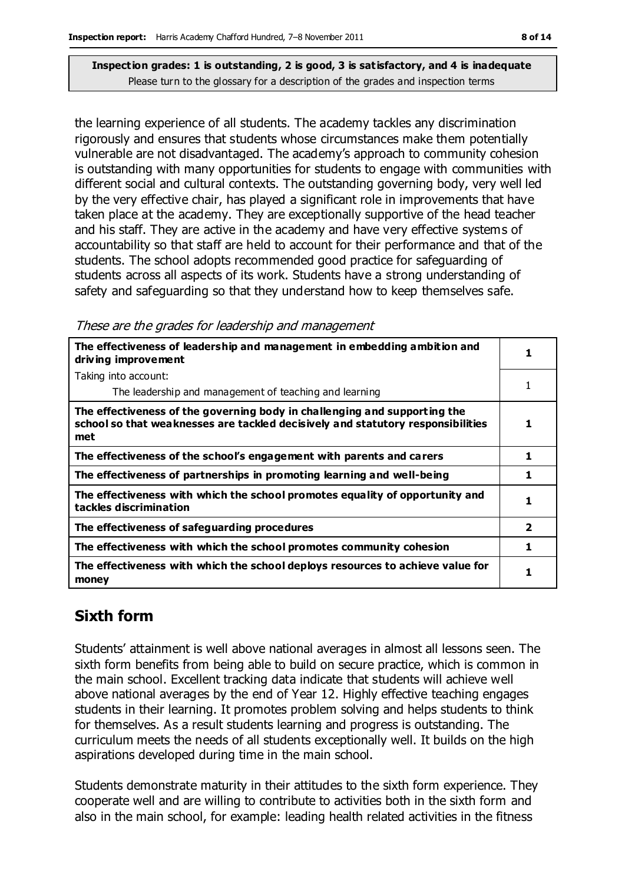**Inspection grades: 1 is outstanding, 2 is good, 3 is satisfactory, and 4 is inadequate**
Please turn to the glossary for a description of the grades and inspection terms

the learning experience of all students. The academy tackles any discrimination rigorously and ensures that students whose circumstances make them potentially vulnerable are not disadvantaged. The academy's approach to community cohesion is outstanding with many opportunities for students to engage with communities with different social and cultural contexts. The outstanding governing body, very well led by the very effective chair, has played a significant role in improvements that have taken place at the academy. They are exceptionally supportive of the head teacher and his staff. They are active in the academy and have very effective systems of accountability so that staff are held to account for their performance and that of the students. The school adopts recommended good practice for safeguarding of students across all aspects of its work. Students have a strong understanding of safety and safeguarding so that they understand how to keep themselves safe.

*These are the grades for leadership and management*

| | |
|---|---|
| **The effectiveness of leadership and management in embedding ambition and driving improvement** | **1** |
| Taking into account:<br>The leadership and management of teaching and learning | 1 |
| **The effectiveness of the governing body in challenging and supporting the school so that weaknesses are tackled decisively and statutory responsibilities met** | **1** |
| **The effectiveness of the school's engagement with parents and carers** | **1** |
| **The effectiveness of partnerships in promoting learning and well-being** | **1** |
| **The effectiveness with which the school promotes equality of opportunity and tackles discrimination** | **1** |
| **The effectiveness of safeguarding procedures** | **2** |
| **The effectiveness with which the school promotes community cohesion** | **1** |
| **The effectiveness with which the school deploys resources to achieve value for money** | **1** |

## Sixth form

Students' attainment is well above national averages in almost all lessons seen. The sixth form benefits from being able to build on secure practice, which is common in the main school. Excellent tracking data indicate that students will achieve well above national averages by the end of Year 12. Highly effective teaching engages students in their learning. It promotes problem solving and helps students to think for themselves. As a result students learning and progress is outstanding. The curriculum meets the needs of all students exceptionally well. It builds on the high aspirations developed during time in the main school.

Students demonstrate maturity in their attitudes to the sixth form experience. They cooperate well and are willing to contribute to activities both in the sixth form and also in the main school, for example: leading health related activities in the fitness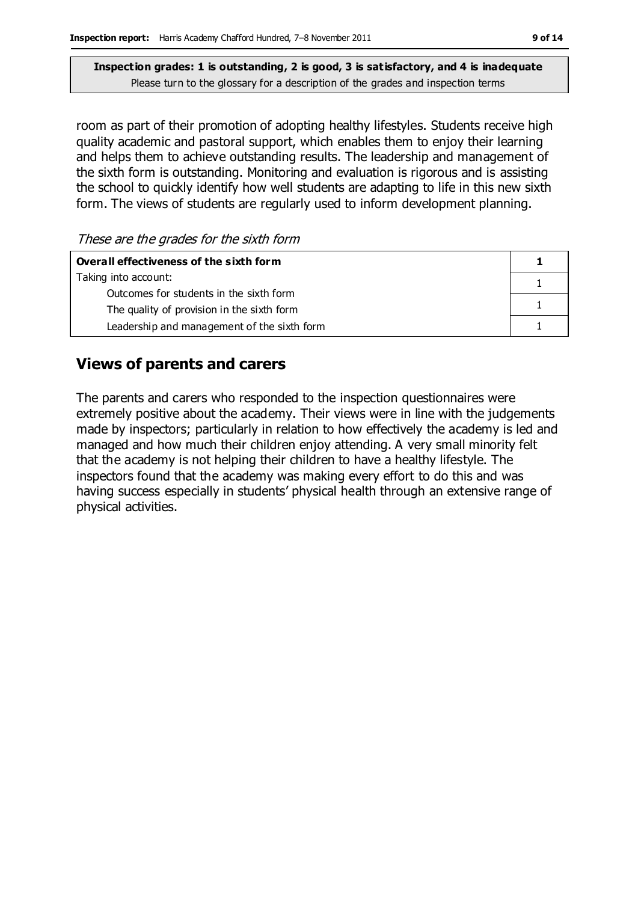**Inspection grades: 1 is outstanding, 2 is good, 3 is satisfactory, and 4 is inadequate**
Please turn to the glossary for a description of the grades and inspection terms

room as part of their promotion of adopting healthy lifestyles. Students receive high quality academic and pastoral support, which enables them to enjoy their learning and helps them to achieve outstanding results. The leadership and management of the sixth form is outstanding. Monitoring and evaluation is rigorous and is assisting the school to quickly identify how well students are adapting to life in this new sixth form. The views of students are regularly used to inform development planning.

*These are the grades for the sixth form*

| **Overall effectiveness of the sixth form** | **1** |
|---|---|
| Taking into account: Outcomes for students in the sixth form | 1 |
| The quality of provision in the sixth form | 1 |
| Leadership and management of the sixth form | 1 |

## Views of parents and carers

The parents and carers who responded to the inspection questionnaires were extremely positive about the academy. Their views were in line with the judgements made by inspectors; particularly in relation to how effectively the academy is led and managed and how much their children enjoy attending. A very small minority felt that the academy is not helping their children to have a healthy lifestyle. The inspectors found that the academy was making every effort to do this and was having success especially in students' physical health through an extensive range of physical activities.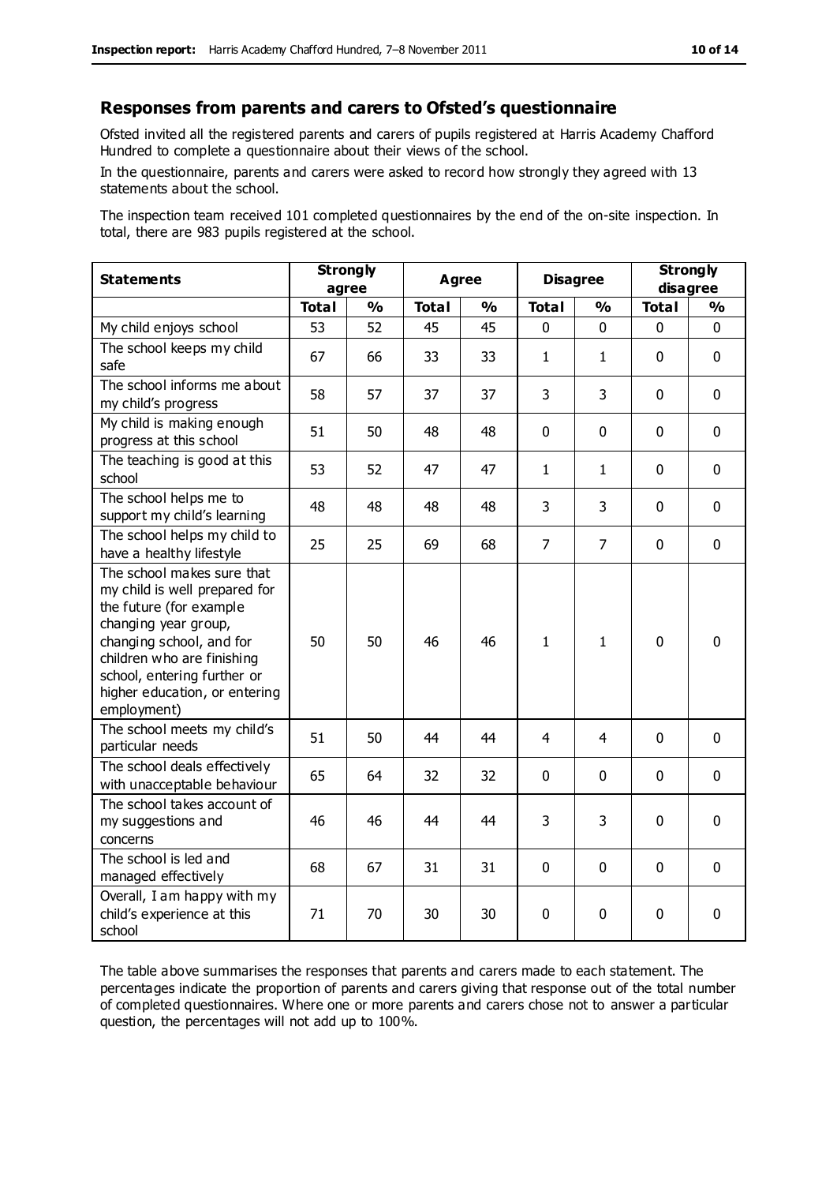## Responses from parents and carers to Ofsted's questionnaire

Ofsted invited all the registered parents and carers of pupils registered at Harris Academy Chafford Hundred to complete a questionnaire about their views of the school.

In the questionnaire, parents and carers were asked to record how strongly they agreed with 13 statements about the school.

The inspection team received 101 completed questionnaires by the end of the on-site inspection. In total, there are 983 pupils registered at the school.

| Statements | Strongly agree | | Agree | | Disagree | | Strongly disagree | |
|---|---|---|---|---|---|---|---|---|
| | Total | % | Total | % | Total | % | Total | % |
| My child enjoys school | 53 | 52 | 45 | 45 | 0 | 0 | 0 | 0 |
| The school keeps my child safe | 67 | 66 | 33 | 33 | 1 | 1 | 0 | 0 |
| The school informs me about my child's progress | 58 | 57 | 37 | 37 | 3 | 3 | 0 | 0 |
| My child is making enough progress at this school | 51 | 50 | 48 | 48 | 0 | 0 | 0 | 0 |
| The teaching is good at this school | 53 | 52 | 47 | 47 | 1 | 1 | 0 | 0 |
| The school helps me to support my child's learning | 48 | 48 | 48 | 48 | 3 | 3 | 0 | 0 |
| The school helps my child to have a healthy lifestyle | 25 | 25 | 69 | 68 | 7 | 7 | 0 | 0 |
| The school makes sure that my child is well prepared for the future (for example changing year group, changing school, and for children who are finishing school, entering further or higher education, or entering employment) | 50 | 50 | 46 | 46 | 1 | 1 | 0 | 0 |
| The school meets my child's particular needs | 51 | 50 | 44 | 44 | 4 | 4 | 0 | 0 |
| The school deals effectively with unacceptable behaviour | 65 | 64 | 32 | 32 | 0 | 0 | 0 | 0 |
| The school takes account of my suggestions and concerns | 46 | 46 | 44 | 44 | 3 | 3 | 0 | 0 |
| The school is led and managed effectively | 68 | 67 | 31 | 31 | 0 | 0 | 0 | 0 |
| Overall, I am happy with my child's experience at this school | 71 | 70 | 30 | 30 | 0 | 0 | 0 | 0 |

The table above summarises the responses that parents and carers made to each statement. The percentages indicate the proportion of parents and carers giving that response out of the total number of completed questionnaires. Where one or more parents and carers chose not to answer a particular question, the percentages will not add up to 100%.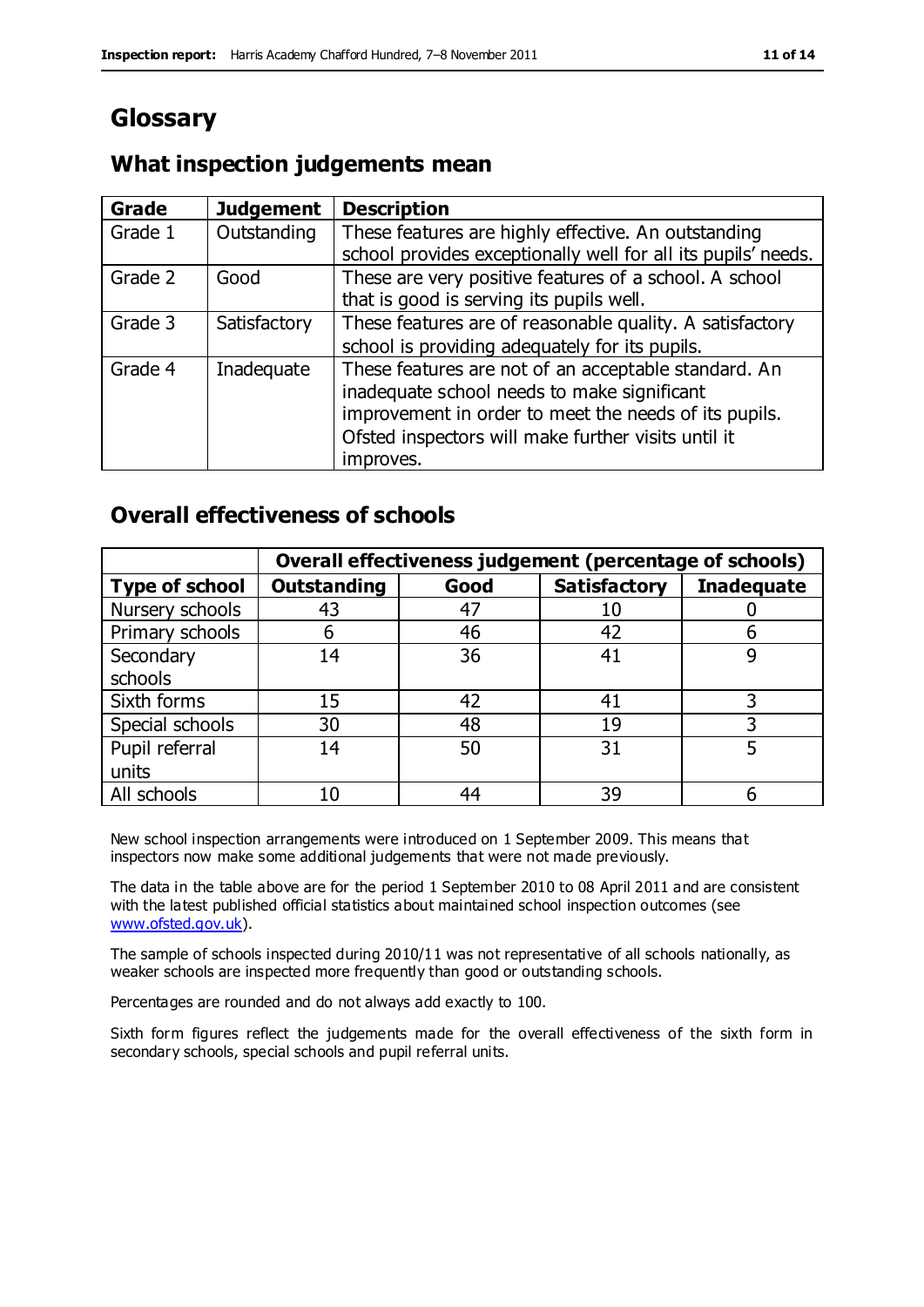# Glossary

## What inspection judgements mean

| Grade | Judgement | Description |
|---|---|---|
| Grade 1 | Outstanding | These features are highly effective. An outstanding school provides exceptionally well for all its pupils' needs. |
| Grade 2 | Good | These are very positive features of a school. A school that is good is serving its pupils well. |
| Grade 3 | Satisfactory | These features are of reasonable quality. A satisfactory school is providing adequately for its pupils. |
| Grade 4 | Inadequate | These features are not of an acceptable standard. An inadequate school needs to make significant improvement in order to meet the needs of its pupils. Ofsted inspectors will make further visits until it improves. |

## Overall effectiveness of schools

| | Overall effectiveness judgement (percentage of schools) | | | |
|---|---|---|---|---|
| **Type of school** | **Outstanding** | **Good** | **Satisfactory** | **Inadequate** |
| Nursery schools | 43 | 47 | 10 | 0 |
| Primary schools | 6 | 46 | 42 | 6 |
| Secondary schools | 14 | 36 | 41 | 9 |
| Sixth forms | 15 | 42 | 41 | 3 |
| Special schools | 30 | 48 | 19 | 3 |
| Pupil referral units | 14 | 50 | 31 | 5 |
| All schools | 10 | 44 | 39 | 6 |

New school inspection arrangements were introduced on 1 September 2009. This means that inspectors now make some additional judgements that were not made previously.

The data in the table above are for the period 1 September 2010 to 08 April 2011 and are consistent with the latest published official statistics about maintained school inspection outcomes (see www.ofsted.gov.uk).

The sample of schools inspected during 2010/11 was not representative of all schools nationally, as weaker schools are inspected more frequently than good or outstanding schools.

Percentages are rounded and do not always add exactly to 100.

Sixth form figures reflect the judgements made for the overall effectiveness of the sixth form in secondary schools, special schools and pupil referral units.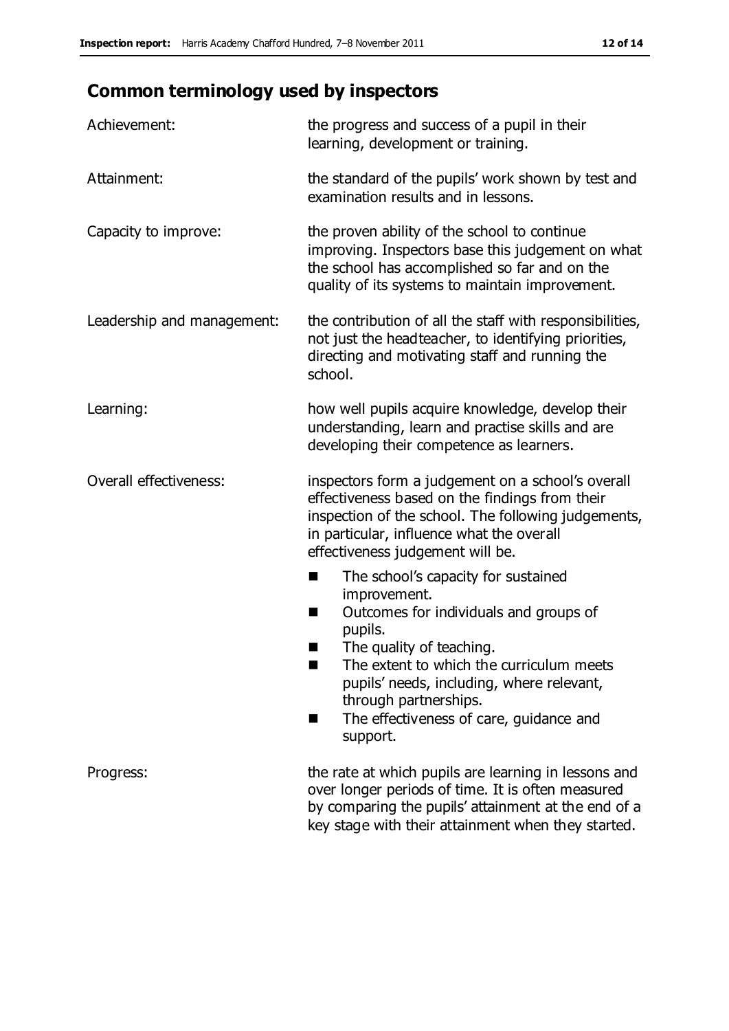## Common terminology used by inspectors

Achievement: the progress and success of a pupil in their learning, development or training.

Attainment: the standard of the pupils' work shown by test and examination results and in lessons.

Capacity to improve: the proven ability of the school to continue improving. Inspectors base this judgement on what the school has accomplished so far and on the quality of its systems to maintain improvement.

Leadership and management: the contribution of all the staff with responsibilities, not just the headteacher, to identifying priorities, directing and motivating staff and running the school.

Learning: how well pupils acquire knowledge, develop their understanding, learn and practise skills and are developing their competence as learners.

Overall effectiveness: inspectors form a judgement on a school's overall effectiveness based on the findings from their inspection of the school. The following judgements, in particular, influence what the overall effectiveness judgement will be.

- The school's capacity for sustained improvement.
- Outcomes for individuals and groups of pupils.
- The quality of teaching.
- The extent to which the curriculum meets pupils' needs, including, where relevant, through partnerships.
- The effectiveness of care, guidance and support.

Progress: the rate at which pupils are learning in lessons and over longer periods of time. It is often measured by comparing the pupils' attainment at the end of a key stage with their attainment when they started.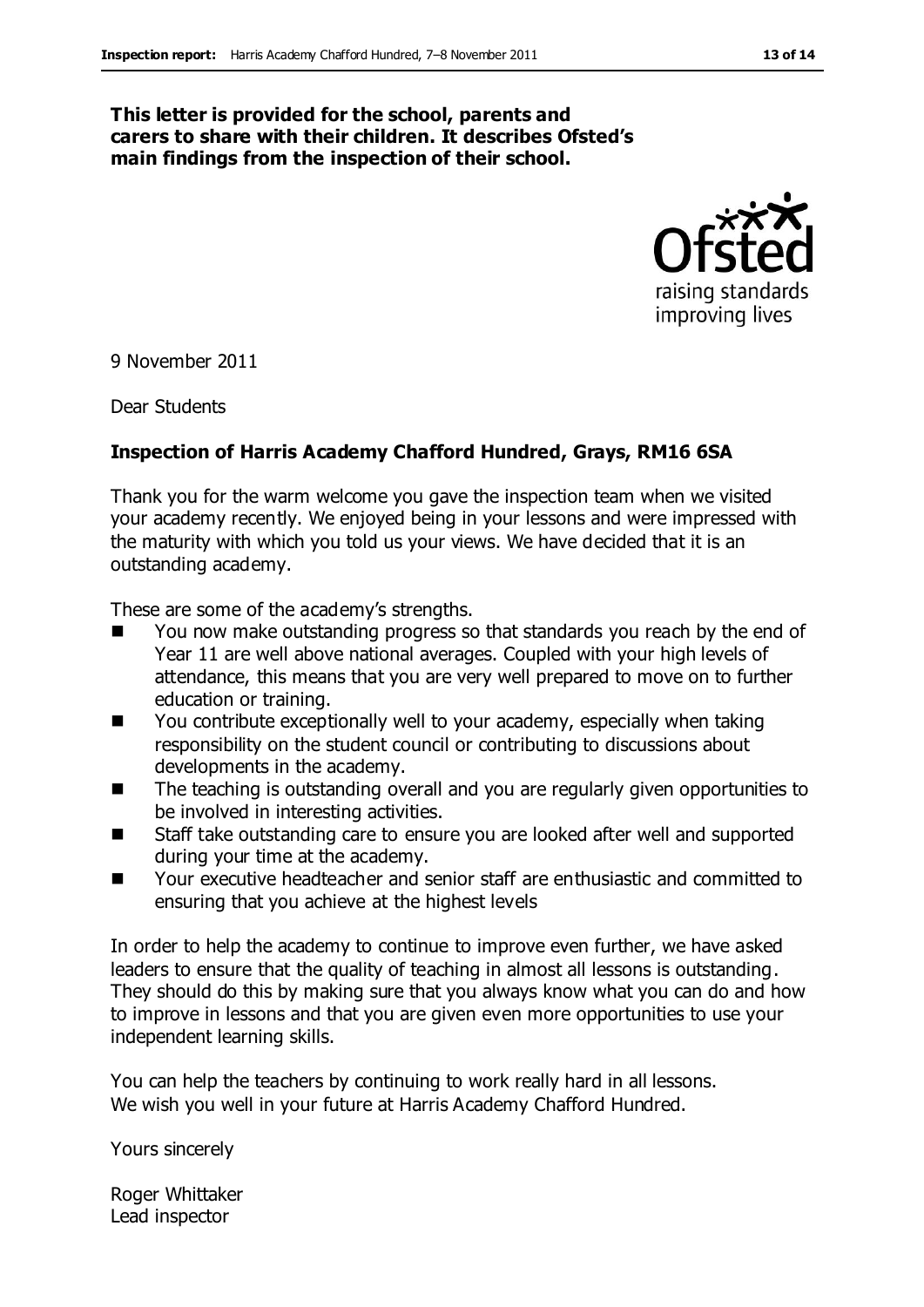**This letter is provided for the school, parents and carers to share with their children. It describes Ofsted's main findings from the inspection of their school.**

9 November 2011

Dear Students

**Inspection of Harris Academy Chafford Hundred, Grays, RM16 6SA**

Thank you for the warm welcome you gave the inspection team when we visited your academy recently. We enjoyed being in your lessons and were impressed with the maturity with which you told us your views. We have decided that it is an outstanding academy.

These are some of the academy's strengths.

- You now make outstanding progress so that standards you reach by the end of Year 11 are well above national averages. Coupled with your high levels of attendance, this means that you are very well prepared to move on to further education or training.
- You contribute exceptionally well to your academy, especially when taking responsibility on the student council or contributing to discussions about developments in the academy.
- The teaching is outstanding overall and you are regularly given opportunities to be involved in interesting activities.
- Staff take outstanding care to ensure you are looked after well and supported during your time at the academy.
- Your executive headteacher and senior staff are enthusiastic and committed to ensuring that you achieve at the highest levels

In order to help the academy to continue to improve even further, we have asked leaders to ensure that the quality of teaching in almost all lessons is outstanding. They should do this by making sure that you always know what you can do and how to improve in lessons and that you are given even more opportunities to use your independent learning skills.

You can help the teachers by continuing to work really hard in all lessons.
We wish you well in your future at Harris Academy Chafford Hundred.

Yours sincerely

Roger Whittaker
Lead inspector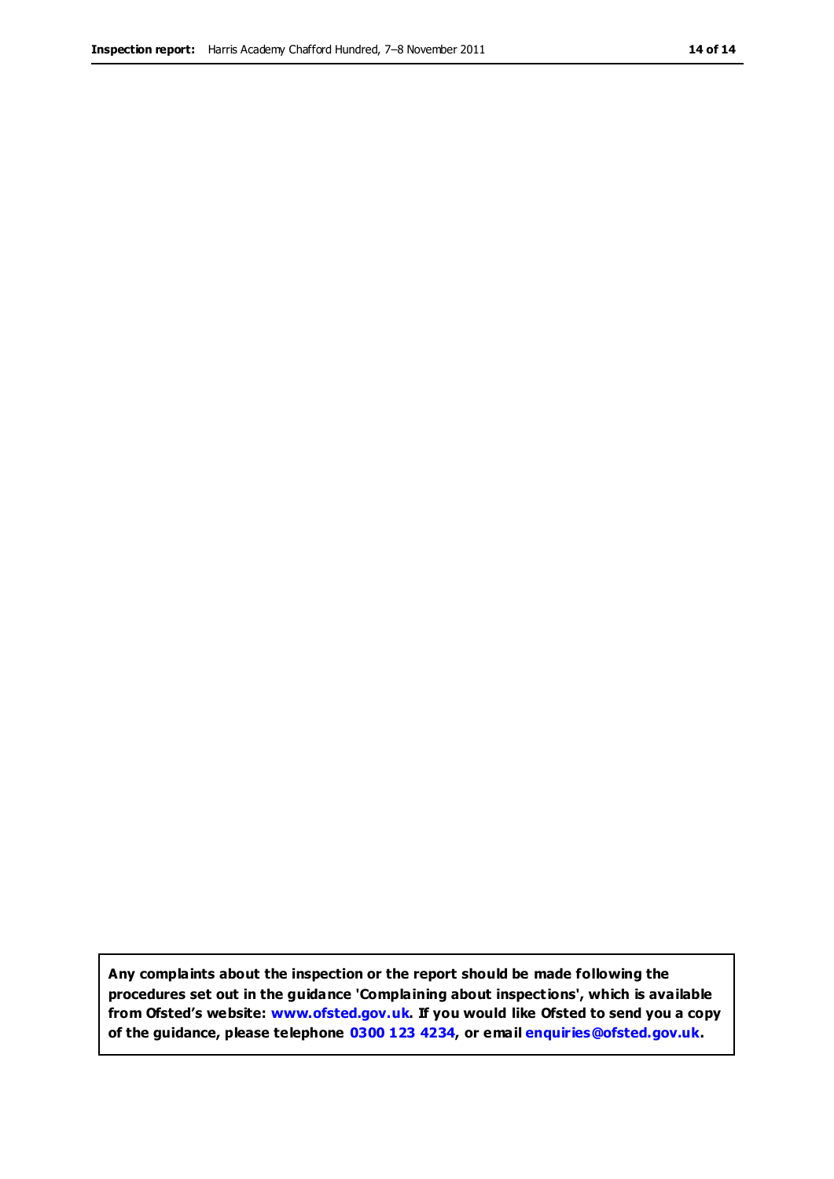**Any complaints about the inspection or the report should be made following the procedures set out in the guidance 'Complaining about inspections', which is available from Ofsted's website: www.ofsted.gov.uk. If you would like Ofsted to send you a copy of the guidance, please telephone 0300 123 4234, or email enquiries@ofsted.gov.uk.**